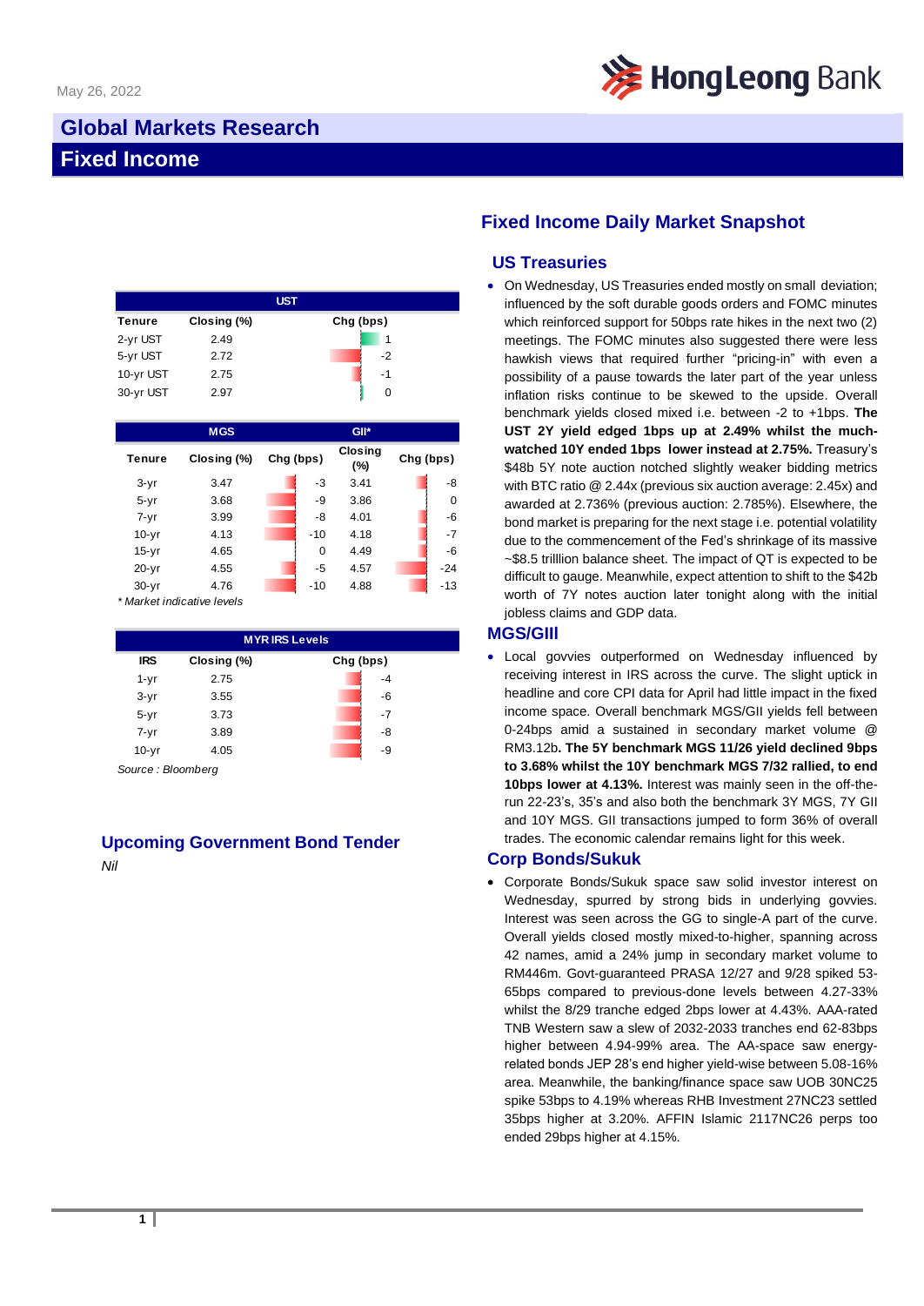May 26, 2022

# Global Markets Research

# Fixed Income

| UST | | |
|---|---|---|
| **Tenure** | **Closing (%)** | **Chg (bps)** |
| 2-yr UST | 2.49 | 1 |
| 5-yr UST | 2.72 | -2 |
| 10-yr UST | 2.75 | -1 |
| 30-yr UST | 2.97 | 0 |

| | MGS | | GII* | |
|---|---|---|---|---|
| **Tenure** | **Closing (%)** | **Chg (bps)** | **Closing (%)** | **Chg (bps)** |
| 3-yr | 3.47 | -3 | 3.41 | -8 |
| 5-yr | 3.68 | -9 | 3.86 | 0 |
| 7-yr | 3.99 | -8 | 4.01 | -6 |
| 10-yr | 4.13 | -10 | 4.18 | -7 |
| 15-yr | 4.65 | 0 | 4.49 | -6 |
| 20-yr | 4.55 | -5 | 4.57 | -24 |
| 30-yr | 4.76 | -10 | 4.88 | -13 |

*\* Market indicative levels*

| MYR IRS Levels | | |
|---|---|---|
| **IRS** | **Closing (%)** | **Chg (bps)** |
| 1-yr | 2.75 | -4 |
| 3-yr | 3.55 | -6 |
| 5-yr | 3.73 | -7 |
| 7-yr | 3.89 | -8 |
| 10-yr | 4.05 | -9 |

*Source : Bloomberg*

## Upcoming Government Bond Tender

*Nil*

## Fixed Income Daily Market Snapshot

### US Treasuries

- On Wednesday, US Treasuries ended mostly on small deviation; influenced by the soft durable goods orders and FOMC minutes which reinforced support for 50bps rate hikes in the next two (2) meetings. The FOMC minutes also suggested there were less hawkish views that required further "pricing-in" with even a possibility of a pause towards the later part of the year unless inflation risks continue to be skewed to the upside. Overall benchmark yields closed mixed i.e. between -2 to +1bps. **The UST 2Y yield edged 1bps up at 2.49% whilst the much-watched 10Y ended 1bps lower instead at 2.75%.** Treasury's $48b 5Y note auction notched slightly weaker bidding metrics with BTC ratio @ 2.44x (previous six auction average: 2.45x) and awarded at 2.736% (previous auction: 2.785%). Elsewhere, the bond market is preparing for the next stage i.e. potential volatility due to the commencement of the Fed's shrinkage of its massive ~$8.5 trilllion balance sheet. The impact of QT is expected to be difficult to gauge. Meanwhile, expect attention to shift to the $42b worth of 7Y notes auction later tonight along with the initial jobless claims and GDP data.

### MGS/GIII

- Local govvies outperformed on Wednesday influenced by receiving interest in IRS across the curve. The slight uptick in headline and core CPI data for April had little impact in the fixed income space. Overall benchmark MGS/GII yields fell between 0-24bps amid a sustained in secondary market volume @ RM3.12b**. The 5Y benchmark MGS 11/26 yield declined 9bps to 3.68% whilst the 10Y benchmark MGS 7/32 rallied, to end 10bps lower at 4.13%.** Interest was mainly seen in the off-the-run 22-23's, 35's and also both the benchmark 3Y MGS, 7Y GII and 10Y MGS. GII transactions jumped to form 36% of overall trades. The economic calendar remains light for this week.

### Corp Bonds/Sukuk

- Corporate Bonds/Sukuk space saw solid investor interest on Wednesday, spurred by strong bids in underlying govvies. Interest was seen across the GG to single-A part of the curve. Overall yields closed mostly mixed-to-higher, spanning across 42 names, amid a 24% jump in secondary market volume to RM446m. Govt-guaranteed PRASA 12/27 and 9/28 spiked 53-65bps compared to previous-done levels between 4.27-33% whilst the 8/29 tranche edged 2bps lower at 4.43%. AAA-rated TNB Western saw a slew of 2032-2033 tranches end 62-83bps higher between 4.94-99% area. The AA-space saw energy-related bonds JEP 28's end higher yield-wise between 5.08-16% area. Meanwhile, the banking/finance space saw UOB 30NC25 spike 53bps to 4.19% whereas RHB Investment 27NC23 settled 35bps higher at 3.20%. AFFIN Islamic 2117NC26 perps too ended 29bps higher at 4.15%.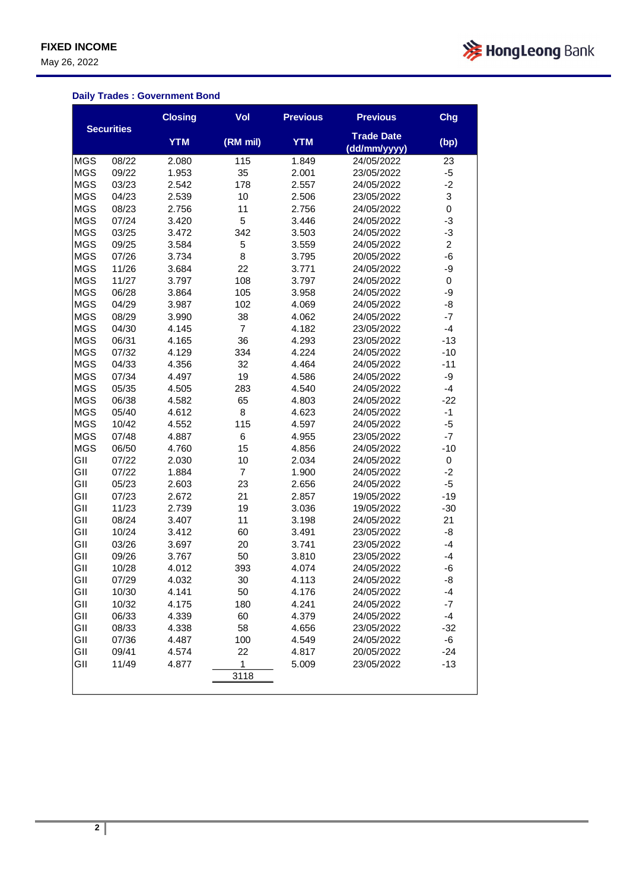**FIXED INCOME**

May 26, 2022

### Daily Trades : Government Bond

| Securities | | Closing YTM | Vol (RM mil) | Previous YTM | Previous Trade Date (dd/mm/yyyy) | Chg (bp) |
|---|---|---|---|---|---|---|
| MGS | 08/22 | 2.080 | 115 | 1.849 | 24/05/2022 | 23 |
| MGS | 09/22 | 1.953 | 35 | 2.001 | 23/05/2022 | -5 |
| MGS | 03/23 | 2.542 | 178 | 2.557 | 24/05/2022 | -2 |
| MGS | 04/23 | 2.539 | 10 | 2.506 | 23/05/2022 | 3 |
| MGS | 08/23 | 2.756 | 11 | 2.756 | 24/05/2022 | 0 |
| MGS | 07/24 | 3.420 | 5 | 3.446 | 24/05/2022 | -3 |
| MGS | 03/25 | 3.472 | 342 | 3.503 | 24/05/2022 | -3 |
| MGS | 09/25 | 3.584 | 5 | 3.559 | 24/05/2022 | 2 |
| MGS | 07/26 | 3.734 | 8 | 3.795 | 20/05/2022 | -6 |
| MGS | 11/26 | 3.684 | 22 | 3.771 | 24/05/2022 | -9 |
| MGS | 11/27 | 3.797 | 108 | 3.797 | 24/05/2022 | 0 |
| MGS | 06/28 | 3.864 | 105 | 3.958 | 24/05/2022 | -9 |
| MGS | 04/29 | 3.987 | 102 | 4.069 | 24/05/2022 | -8 |
| MGS | 08/29 | 3.990 | 38 | 4.062 | 24/05/2022 | -7 |
| MGS | 04/30 | 4.145 | 7 | 4.182 | 23/05/2022 | -4 |
| MGS | 06/31 | 4.165 | 36 | 4.293 | 23/05/2022 | -13 |
| MGS | 07/32 | 4.129 | 334 | 4.224 | 24/05/2022 | -10 |
| MGS | 04/33 | 4.356 | 32 | 4.464 | 24/05/2022 | -11 |
| MGS | 07/34 | 4.497 | 19 | 4.586 | 24/05/2022 | -9 |
| MGS | 05/35 | 4.505 | 283 | 4.540 | 24/05/2022 | -4 |
| MGS | 06/38 | 4.582 | 65 | 4.803 | 24/05/2022 | -22 |
| MGS | 05/40 | 4.612 | 8 | 4.623 | 24/05/2022 | -1 |
| MGS | 10/42 | 4.552 | 115 | 4.597 | 24/05/2022 | -5 |
| MGS | 07/48 | 4.887 | 6 | 4.955 | 23/05/2022 | -7 |
| MGS | 06/50 | 4.760 | 15 | 4.856 | 24/05/2022 | -10 |
| GII | 07/22 | 2.030 | 10 | 2.034 | 24/05/2022 | 0 |
| GII | 07/22 | 1.884 | 7 | 1.900 | 24/05/2022 | -2 |
| GII | 05/23 | 2.603 | 23 | 2.656 | 24/05/2022 | -5 |
| GII | 07/23 | 2.672 | 21 | 2.857 | 19/05/2022 | -19 |
| GII | 11/23 | 2.739 | 19 | 3.036 | 19/05/2022 | -30 |
| GII | 08/24 | 3.407 | 11 | 3.198 | 24/05/2022 | 21 |
| GII | 10/24 | 3.412 | 60 | 3.491 | 23/05/2022 | -8 |
| GII | 03/26 | 3.697 | 20 | 3.741 | 23/05/2022 | -4 |
| GII | 09/26 | 3.767 | 50 | 3.810 | 23/05/2022 | -4 |
| GII | 10/28 | 4.012 | 393 | 4.074 | 24/05/2022 | -6 |
| GII | 07/29 | 4.032 | 30 | 4.113 | 24/05/2022 | -8 |
| GII | 10/30 | 4.141 | 50 | 4.176 | 24/05/2022 | -4 |
| GII | 10/32 | 4.175 | 180 | 4.241 | 24/05/2022 | -7 |
| GII | 06/33 | 4.339 | 60 | 4.379 | 24/05/2022 | -4 |
| GII | 08/33 | 4.338 | 58 | 4.656 | 23/05/2022 | -32 |
| GII | 07/36 | 4.487 | 100 | 4.549 | 24/05/2022 | -6 |
| GII | 09/41 | 4.574 | 22 | 4.817 | 20/05/2022 | -24 |
| GII | 11/49 | 4.877 | 1 | 5.009 | 23/05/2022 | -13 |
| | | | 3118 | | | |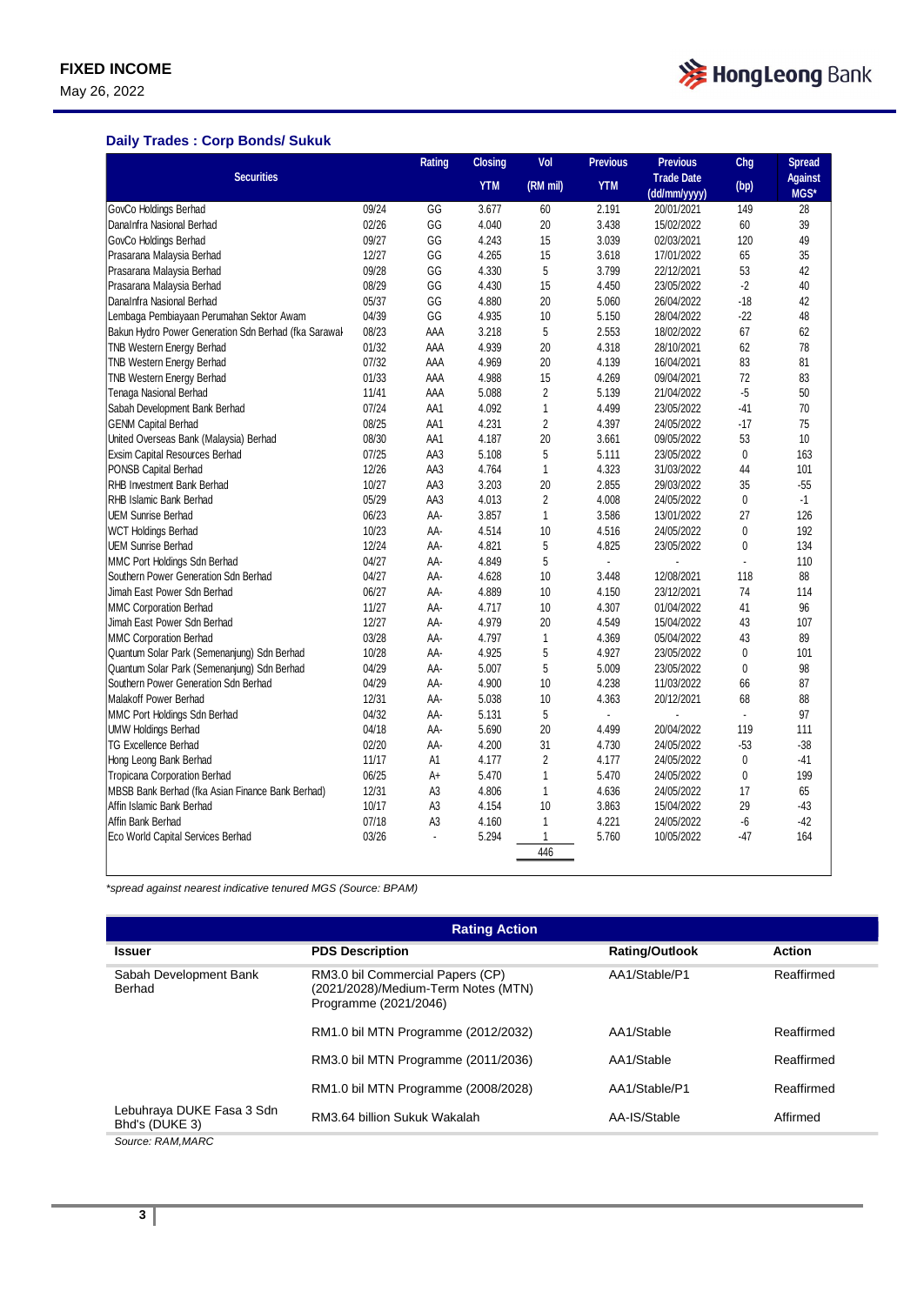## Daily Trades : Corp Bonds/ Sukuk

| Securities | | Rating | Closing YTM | Vol (RM mil) | Previous YTM | Previous Trade Date (dd/mm/yyyy) | Chg (bp) | Spread Against MGS* |
|---|---|---|---|---|---|---|---|---|
| GovCo Holdings Berhad | 09/24 | GG | 3.677 | 60 | 2.191 | 20/01/2021 | 149 | 28 |
| DanaInfra Nasional Berhad | 02/26 | GG | 4.040 | 20 | 3.438 | 15/02/2022 | 60 | 39 |
| GovCo Holdings Berhad | 09/27 | GG | 4.243 | 15 | 3.039 | 02/03/2021 | 120 | 49 |
| Prasarana Malaysia Berhad | 12/27 | GG | 4.265 | 15 | 3.618 | 17/01/2022 | 65 | 35 |
| Prasarana Malaysia Berhad | 09/28 | GG | 4.330 | 5 | 3.799 | 22/12/2021 | 53 | 42 |
| Prasarana Malaysia Berhad | 08/29 | GG | 4.430 | 15 | 4.450 | 23/05/2022 | -2 | 40 |
| DanaInfra Nasional Berhad | 05/37 | GG | 4.880 | 20 | 5.060 | 26/04/2022 | -18 | 42 |
| Lembaga Pembiayaan Perumahan Sektor Awam | 04/39 | GG | 4.935 | 10 | 5.150 | 28/04/2022 | -22 | 48 |
| Bakun Hydro Power Generation Sdn Berhad (fka Sarawak | 08/23 | AAA | 3.218 | 5 | 2.553 | 18/02/2022 | 67 | 62 |
| TNB Western Energy Berhad | 01/32 | AAA | 4.939 | 20 | 4.318 | 28/10/2021 | 62 | 78 |
| TNB Western Energy Berhad | 07/32 | AAA | 4.969 | 20 | 4.139 | 16/04/2021 | 83 | 81 |
| TNB Western Energy Berhad | 01/33 | AAA | 4.988 | 15 | 4.269 | 09/04/2021 | 72 | 83 |
| Tenaga Nasional Berhad | 11/41 | AAA | 5.088 | 2 | 5.139 | 21/04/2022 | -5 | 50 |
| Sabah Development Bank Berhad | 07/24 | AA1 | 4.092 | 1 | 4.499 | 23/05/2022 | -41 | 70 |
| GENM Capital Berhad | 08/25 | AA1 | 4.231 | 2 | 4.397 | 24/05/2022 | -17 | 75 |
| United Overseas Bank (Malaysia) Berhad | 08/30 | AA1 | 4.187 | 20 | 3.661 | 09/05/2022 | 53 | 10 |
| Exsim Capital Resources Berhad | 07/25 | AA3 | 5.108 | 5 | 5.111 | 23/05/2022 | 0 | 163 |
| PONSB Capital Berhad | 12/26 | AA3 | 4.764 | 1 | 4.323 | 31/03/2022 | 44 | 101 |
| RHB Investment Bank Berhad | 10/27 | AA3 | 3.203 | 20 | 2.855 | 29/03/2022 | 35 | -55 |
| RHB Islamic Bank Berhad | 05/29 | AA3 | 4.013 | 2 | 4.008 | 24/05/2022 | 0 | -1 |
| UEM Sunrise Berhad | 06/23 | AA- | 3.857 | 1 | 3.586 | 13/01/2022 | 27 | 126 |
| WCT Holdings Berhad | 10/23 | AA- | 4.514 | 10 | 4.516 | 24/05/2022 | 0 | 192 |
| UEM Sunrise Berhad | 12/24 | AA- | 4.821 | 5 | 4.825 | 23/05/2022 | 0 | 134 |
| MMC Port Holdings Sdn Berhad | 04/27 | AA- | 4.849 | 5 | - | - | - | 110 |
| Southern Power Generation Sdn Berhad | 04/27 | AA- | 4.628 | 10 | 3.448 | 12/08/2021 | 118 | 88 |
| Jimah East Power Sdn Berhad | 06/27 | AA- | 4.889 | 10 | 4.150 | 23/12/2021 | 74 | 114 |
| MMC Corporation Berhad | 11/27 | AA- | 4.717 | 10 | 4.307 | 01/04/2022 | 41 | 96 |
| Jimah East Power Sdn Berhad | 12/27 | AA- | 4.979 | 20 | 4.549 | 15/04/2022 | 43 | 107 |
| MMC Corporation Berhad | 03/28 | AA- | 4.797 | 1 | 4.369 | 05/04/2022 | 43 | 89 |
| Quantum Solar Park (Semenanjung) Sdn Berhad | 10/28 | AA- | 4.925 | 5 | 4.927 | 23/05/2022 | 0 | 101 |
| Quantum Solar Park (Semenanjung) Sdn Berhad | 04/29 | AA- | 5.007 | 5 | 5.009 | 23/05/2022 | 0 | 98 |
| Southern Power Generation Sdn Berhad | 04/29 | AA- | 4.900 | 10 | 4.238 | 11/03/2022 | 66 | 87 |
| Malakoff Power Berhad | 12/31 | AA- | 5.038 | 10 | 4.363 | 20/12/2021 | 68 | 88 |
| MMC Port Holdings Sdn Berhad | 04/32 | AA- | 5.131 | 5 | - | - | - | 97 |
| UMW Holdings Berhad | 04/18 | AA- | 5.690 | 20 | 4.499 | 20/04/2022 | 119 | 111 |
| TG Excellence Berhad | 02/20 | AA- | 4.200 | 31 | 4.730 | 24/05/2022 | -53 | -38 |
| Hong Leong Bank Berhad | 11/17 | A1 | 4.177 | 2 | 4.177 | 24/05/2022 | 0 | -41 |
| Tropicana Corporation Berhad | 06/25 | A+ | 5.470 | 1 | 5.470 | 24/05/2022 | 0 | 199 |
| MBSB Bank Berhad (fka Asian Finance Bank Berhad) | 12/31 | A3 | 4.806 | 1 | 4.636 | 24/05/2022 | 17 | 65 |
| Affin Islamic Bank Berhad | 10/17 | A3 | 4.154 | 10 | 3.863 | 15/04/2022 | 29 | -43 |
| Affin Bank Berhad | 07/18 | A3 | 4.160 | 1 | 4.221 | 24/05/2022 | -6 | -42 |
| Eco World Capital Services Berhad | 03/26 | - | 5.294 | 1 | 5.760 | 10/05/2022 | -47 | 164 |
| | | | | 446 | | | | |

*\*spread against nearest indicative tenured MGS (Source: BPAM)*

## Rating Action

| Issuer | PDS Description | Rating/Outlook | Action |
|---|---|---|---|
| Sabah Development Bank Berhad | RM3.0 bil Commercial Papers (CP) (2021/2028)/Medium-Term Notes (MTN) Programme (2021/2046) | AA1/Stable/P1 | Reaffirmed |
| | RM1.0 bil MTN Programme (2012/2032) | AA1/Stable | Reaffirmed |
| | RM3.0 bil MTN Programme (2011/2036) | AA1/Stable | Reaffirmed |
| | RM1.0 bil MTN Programme (2008/2028) | AA1/Stable/P1 | Reaffirmed |
| Lebuhraya DUKE Fasa 3 Sdn Bhd's (DUKE 3) | RM3.64 billion Sukuk Wakalah | AA-IS/Stable | Affirmed |

*Source: RAM,MARC*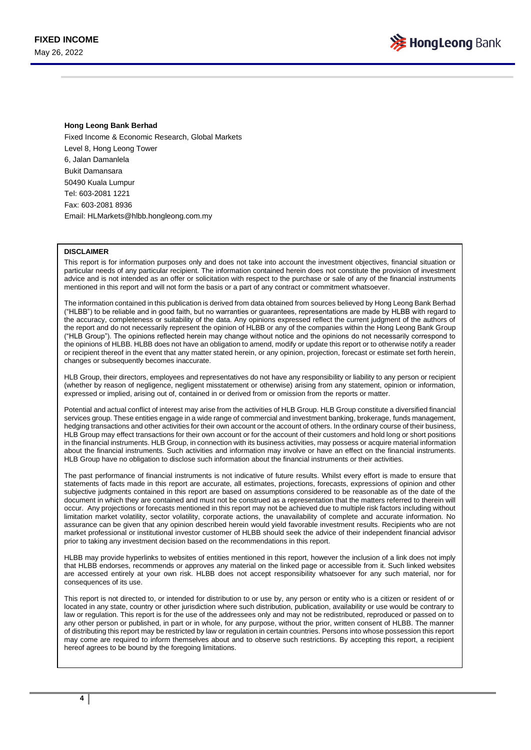**Hong Leong Bank Berhad**

Fixed Income & Economic Research, Global Markets
Level 8, Hong Leong Tower
6, Jalan Damanlela
Bukit Damansara
50490 Kuala Lumpur
Tel: 603-2081 1221
Fax: 603-2081 8936
Email: HLMarkets@hlbb.hongleong.com.my

**DISCLAIMER**

This report is for information purposes only and does not take into account the investment objectives, financial situation or particular needs of any particular recipient. The information contained herein does not constitute the provision of investment advice and is not intended as an offer or solicitation with respect to the purchase or sale of any of the financial instruments mentioned in this report and will not form the basis or a part of any contract or commitment whatsoever.

The information contained in this publication is derived from data obtained from sources believed by Hong Leong Bank Berhad ("HLBB") to be reliable and in good faith, but no warranties or guarantees, representations are made by HLBB with regard to the accuracy, completeness or suitability of the data. Any opinions expressed reflect the current judgment of the authors of the report and do not necessarily represent the opinion of HLBB or any of the companies within the Hong Leong Bank Group ("HLB Group"). The opinions reflected herein may change without notice and the opinions do not necessarily correspond to the opinions of HLBB. HLBB does not have an obligation to amend, modify or update this report or to otherwise notify a reader or recipient thereof in the event that any matter stated herein, or any opinion, projection, forecast or estimate set forth herein, changes or subsequently becomes inaccurate.

HLB Group, their directors, employees and representatives do not have any responsibility or liability to any person or recipient (whether by reason of negligence, negligent misstatement or otherwise) arising from any statement, opinion or information, expressed or implied, arising out of, contained in or derived from or omission from the reports or matter.

Potential and actual conflict of interest may arise from the activities of HLB Group. HLB Group constitute a diversified financial services group. These entities engage in a wide range of commercial and investment banking, brokerage, funds management, hedging transactions and other activities for their own account or the account of others. In the ordinary course of their business, HLB Group may effect transactions for their own account or for the account of their customers and hold long or short positions in the financial instruments. HLB Group, in connection with its business activities, may possess or acquire material information about the financial instruments. Such activities and information may involve or have an effect on the financial instruments. HLB Group have no obligation to disclose such information about the financial instruments or their activities.

The past performance of financial instruments is not indicative of future results. Whilst every effort is made to ensure that statements of facts made in this report are accurate, all estimates, projections, forecasts, expressions of opinion and other subjective judgments contained in this report are based on assumptions considered to be reasonable as of the date of the document in which they are contained and must not be construed as a representation that the matters referred to therein will occur. Any projections or forecasts mentioned in this report may not be achieved due to multiple risk factors including without limitation market volatility, sector volatility, corporate actions, the unavailability of complete and accurate information. No assurance can be given that any opinion described herein would yield favorable investment results. Recipients who are not market professional or institutional investor customer of HLBB should seek the advice of their independent financial advisor prior to taking any investment decision based on the recommendations in this report.

HLBB may provide hyperlinks to websites of entities mentioned in this report, however the inclusion of a link does not imply that HLBB endorses, recommends or approves any material on the linked page or accessible from it. Such linked websites are accessed entirely at your own risk. HLBB does not accept responsibility whatsoever for any such material, nor for consequences of its use.

This report is not directed to, or intended for distribution to or use by, any person or entity who is a citizen or resident of or located in any state, country or other jurisdiction where such distribution, publication, availability or use would be contrary to law or regulation. This report is for the use of the addressees only and may not be redistributed, reproduced or passed on to any other person or published, in part or in whole, for any purpose, without the prior, written consent of HLBB. The manner of distributing this report may be restricted by law or regulation in certain countries. Persons into whose possession this report may come are required to inform themselves about and to observe such restrictions. By accepting this report, a recipient hereof agrees to be bound by the foregoing limitations.